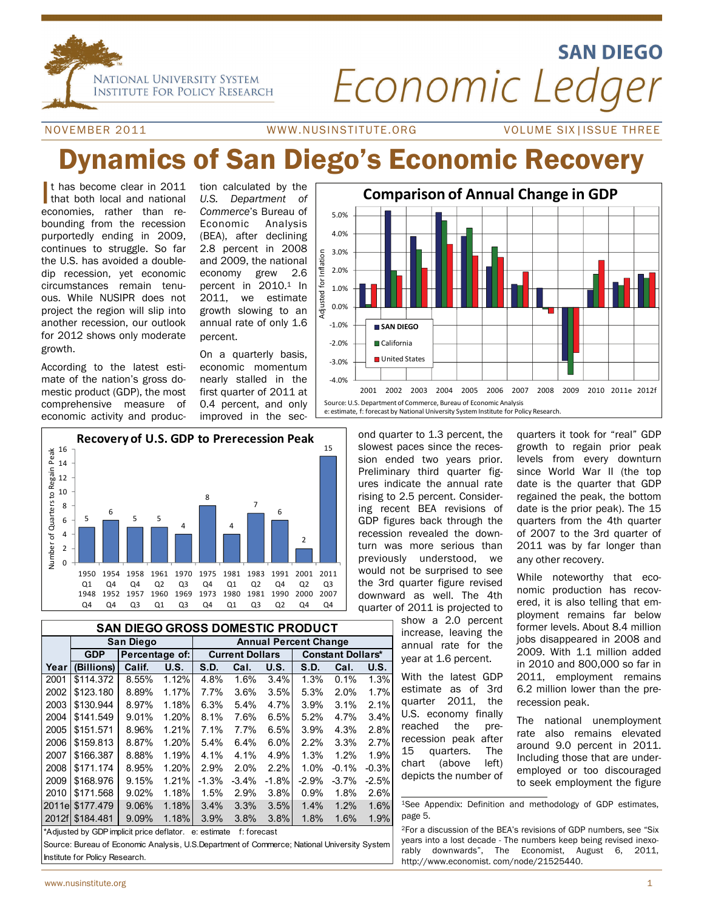# SAN DIEGO Economic Ledger

NATIONAL UNIVERSITY SYSTEM INSTITUTE FOR POLICY RESEARCH

NOVEMBER 2011 | WWW.NUSINSTITUTE.ORG | VOLUME SIX | ISSUE THREE

# Dynamics of San Diego's Economic Recovery

It has become clear in 2011 that both local and national economies, rather than rebounding from the recession purportedly ending in 2009, continues to struggle. So far the U.S. has avoided a double-dip recession, yet economic circumstances remain tenuous. While NUSIPR does not project the region will slip into another recession, our outlook for 2012 shows only moderate growth.

According to the latest estimate of the nation's gross domestic product (GDP), the most comprehensive measure of economic activity and production calculated by the *U.S. Department of Commerce*'s Bureau of Economic Analysis (BEA), after declining 2.8 percent in 2008 and 2009, the national economy grew 2.6 percent in 2010.[1] In 2011, we estimate growth slowing to an annual rate of only 1.6 percent.

On a quarterly basis, economic momentum nearly stalled in the first quarter of 2011 at 0.4 percent, and only improved in the second quarter to 1.3 percent, the slowest paces since the recession ended two years prior. Preliminary third quarter figures indicate the annual rate rising to 2.5 percent. Considering recent BEA revisions of GDP figures back through the recession revealed the downturn was more serious than previously understood, we would not be surprised to see the 3rd quarter figure revised downward as well. The 4th quarter of 2011 is projected to show a 2.0 percent increase, leaving the annual rate for the year at 1.6 percent.

**Comparison of Annual Change in GDP**

Adjusted for Inflation

5.0% 4.0% 3.0% 2.0% 1.0% 0.0% -1.0% -2.0% -3.0% -4.0%

2001 2002 2003 2004 2005 2006 2007 2008 2009 2010 2011e 2012f

SAN DIEGO, California, United States

Source: U.S. Department of Commerce, Bureau of Economic Analysis
e: estimate, f: forecast by National University System Institute for Policy Research.

**Recovery of U.S. GDP to Prerecession Peak**

Number of Quarters to Regain Peak

16 14 12 10 8 6 4 2 0

5, 6, 5, 5, 4, 8, 4, 7, 6, 2, 15

1950 Q1 / 1948 Q4; 1954 Q4 / 1952 Q4; 1958 Q4 / 1957 Q3; 1961 Q2 / 1960 Q1; 1970 Q3 / 1969 Q3; 1975 Q4 / 1973 Q4; 1981 Q1 / 1980 Q1; 1983 Q2 / 1981 Q3; 1991 Q4 / 1990 Q2; 2001 Q2 / 2000 Q4; 2011 Q3 / 2007 Q4

With the latest GDP estimate as of 3rd quarter 2011, the U.S. economy finally reached the prerecession peak after 15 quarters. The chart (above left) depicts the number of quarters it took for "real" GDP growth to regain prior peak levels from every downturn since World War II (the top date is the quarter that GDP regained the peak, the bottom date is the prior peak). The 15 quarters from the 4th quarter of 2007 to the 3rd quarter of 2011 was by far longer than any other recovery.

While noteworthy that economic production has recovered, it is also telling that employment remains far below former levels. About 8.4 million jobs disappeared in 2008 and 2009. With 1.1 million added in 2010 and 800,000 so far in 2011, employment remains 6.2 million lower than the prerecession peak.

The national unemployment rate also remains elevated around 9.0 percent in 2011. Including those that are underemployed or too discouraged to seek employment the figure

**SAN DIEGO GROSS DOMESTIC PRODUCT**

| | San Diego | | | Annual Percent Change | | | | | |
|---|---|---|---|---|---|---|---|---|---|
| | GDP | Percentage of: | | Current Dollars | | | Constant Dollars* | | |
| Year | (Billions) | Calif. | U.S. | S.D. | Cal. | U.S. | S.D. | Cal. | U.S. |
| 2001 | $114.372 | 8.55% | 1.12% | 4.8% | 1.6% | 3.4% | 1.3% | 0.1% | 1.3% |
| 2002 | $123.180 | 8.89% | 1.17% | 7.7% | 3.6% | 3.5% | 5.3% | 2.0% | 1.7% |
| 2003 | $130.944 | 8.97% | 1.18% | 6.3% | 5.4% | 4.7% | 3.9% | 3.1% | 2.1% |
| 2004 | $141.549 | 9.01% | 1.20% | 8.1% | 7.6% | 6.5% | 5.2% | 4.7% | 3.4% |
| 2005 | $151.571 | 8.96% | 1.21% | 7.1% | 7.7% | 6.5% | 3.9% | 4.3% | 2.8% |
| 2006 | $159.813 | 8.87% | 1.20% | 5.4% | 6.4% | 6.0% | 2.2% | 3.3% | 2.7% |
| 2007 | $166.387 | 8.88% | 1.19% | 4.1% | 4.1% | 4.9% | 1.3% | 1.2% | 1.9% |
| 2008 | $171.174 | 8.95% | 1.20% | 2.9% | 2.0% | 2.2% | 1.0% | -0.1% | -0.3% |
| 2009 | $168.976 | 9.15% | 1.21% | -1.3% | -3.4% | -1.8% | -2.9% | -3.7% | -2.5% |
| 2010 | $171.568 | 9.02% | 1.18% | 1.5% | 2.9% | 3.8% | 0.9% | 1.8% | 2.6% |
| 2011e | $177.479 | 9.06% | 1.18% | 3.4% | 3.3% | 3.5% | 1.4% | 1.2% | 1.6% |
| 2012f | $184.481 | 9.09% | 1.18% | 3.9% | 3.8% | 3.8% | 1.8% | 1.6% | 1.9% |

*Adjusted by GDP implicit price deflator. e: estimate f: forecast

Source: Bureau of Economic Analysis, U.S.Department of Commerce; National University System Institute for Policy Research.

[1]See Appendix: Definition and methodology of GDP estimates, page 5.

[2]For a discussion of the BEA's revisions of GDP numbers, see "Six years into a lost decade - The numbers keep being revised inexorably downwards", The Economist, August 6, 2011, http://www.economist. com/node/21525440.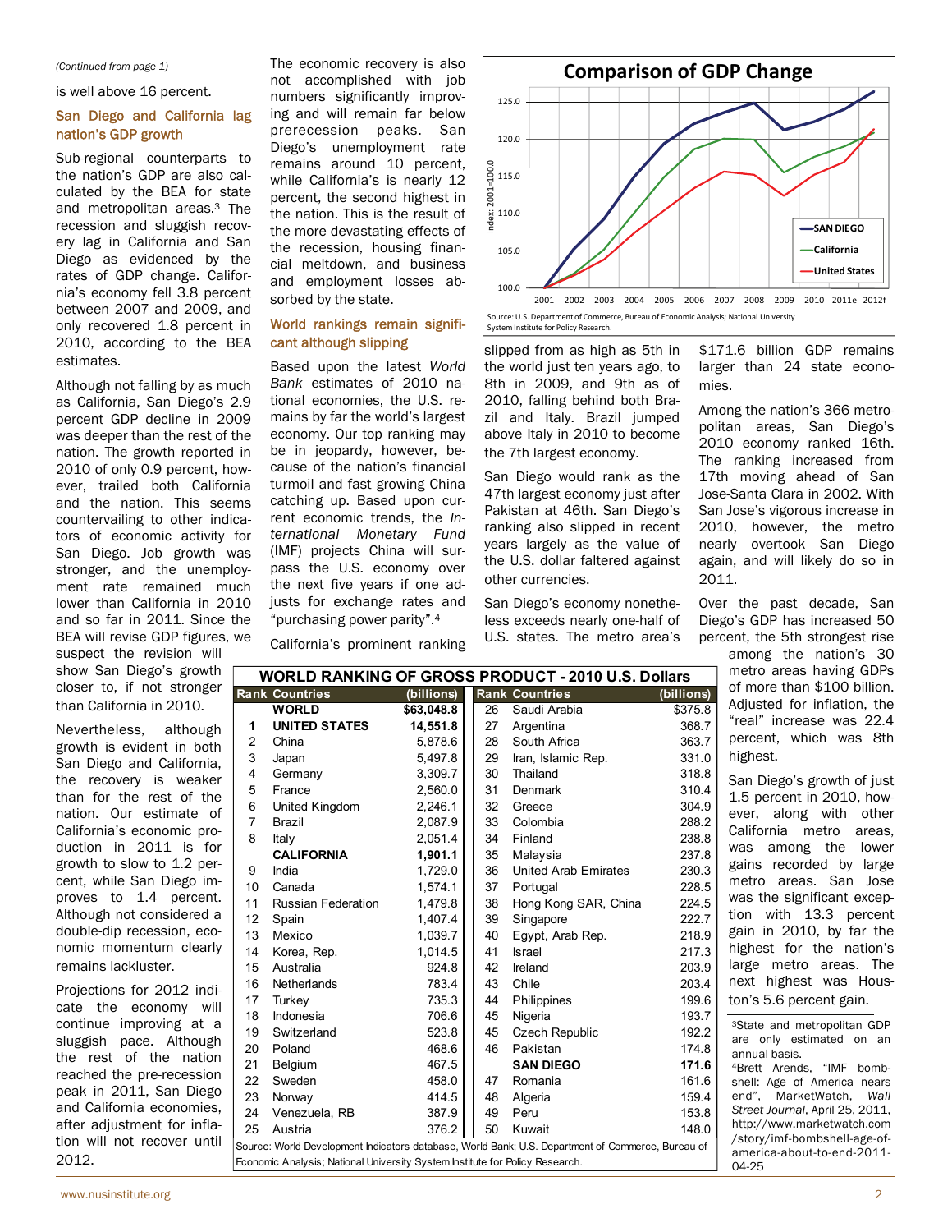*(Continued from page 1)*

is well above 16 percent.

### San Diego and California lag nation's GDP growth

Sub-regional counterparts to the nation's GDP are also calculated by the BEA for state and metropolitan areas.[3] The recession and sluggish recovery lag in California and San Diego as evidenced by the rates of GDP change. California's economy fell 3.8 percent between 2007 and 2009, and only recovered 1.8 percent in 2010, according to the BEA estimates.

Although not falling by as much as California, San Diego's 2.9 percent GDP decline in 2009 was deeper than the rest of the nation. The growth reported in 2010 of only 0.9 percent, however, trailed both California and the nation. This seems countervailing to other indicators of economic activity for San Diego. Job growth was stronger, and the unemployment rate remained much lower than California in 2010 and so far in 2011. Since the BEA will revise GDP figures, we suspect the revision will show San Diego's growth closer to, if not stronger than California in 2010.

Nevertheless, although growth is evident in both San Diego and California, the recovery is weaker than for the rest of the nation. Our estimate of California's economic production in 2011 is for growth to slow to 1.2 percent, while San Diego improves to 1.4 percent. Although not considered a double-dip recession, economic momentum clearly remains lackluster.

Projections for 2012 indicate the economy will continue improving at a sluggish pace. Although the rest of the nation reached the pre-recession peak in 2011, San Diego and California economies, after adjustment for inflation will not recover until 2012.

The economic recovery is also not accomplished with job numbers significantly improving and will remain far below prerecession peaks. San Diego's unemployment rate remains around 10 percent, while California's is nearly 12 percent, the second highest in the nation. This is the result of the more devastating effects of the recession, housing financial meltdown, and business and employment losses absorbed by the state.

### World rankings remain significant although slipping

Based upon the latest *World Bank* estimates of 2010 national economies, the U.S. remains by far the world's largest economy. Our top ranking may be in jeopardy, however, because of the nation's financial turmoil and fast growing China catching up. Based upon current economic trends, the *International Monetary Fund* (IMF) projects China will surpass the U.S. economy over the next five years if one adjusts for exchange rates and "purchasing power parity".[4]

California's prominent ranking slipped from as high as 5th in the world just ten years ago, to 8th in 2009, and 9th as of 2010, falling behind both Brazil and Italy. Brazil jumped above Italy in 2010 to become the 7th largest economy.

San Diego would rank as the 47th largest economy just after Pakistan at 46th. San Diego's ranking also slipped in recent years largely as the value of the U.S. dollar faltered against other currencies.

San Diego's economy nonetheless exceeds nearly one-half of U.S. states. The metro area's $171.6 billion GDP remains larger than 24 state economies.

Among the nation's 366 metropolitan areas, San Diego's 2010 economy ranked 16th. The ranking increased from 17th moving ahead of San Jose-Santa Clara in 2002. With San Jose's vigorous increase in 2010, however, the metro nearly overtook San Diego again, and will likely do so in 2011.

Over the past decade, San Diego's GDP has increased 50 percent, the 5th strongest rise among the nation's 30 metro areas having GDPs of more than $100 billion. Adjusted for inflation, the "real" increase was 22.4 percent, which was 8th highest.

San Diego's growth of just 1.5 percent in 2010, however, along with other California metro areas, was among the lower gains recorded by large metro areas. San Jose was the significant exception with 13.3 percent gain in 2010, by far the highest for the nation's large metro areas. The next highest was Houston's 5.6 percent gain.

**Comparison of GDP Change**

Index: 2001=100.0

125.0
120.0
115.0
110.0
105.0
100.0

2001 2002 2003 2004 2005 2006 2007 2008 2009 2010 2011e 2012f

SAN DIEGO
California
United States

Source: U.S. Department of Commerce, Bureau of Economic Analysis; National University System Institute for Policy Research.

**WORLD RANKING OF GROSS PRODUCT - 2010 U.S. Dollars**

| Rank | Countries | (billions) | Rank | Countries | (billions) |
|---|---|---|---|---|---|
| | **WORLD** | **$63,048.8** | 26 | Saudi Arabia | $375.8 |
| 1 | **UNITED STATES** | **14,551.8** | 27 | Argentina | 368.7 |
| 2 | China | 5,878.6 | 28 | South Africa | 363.7 |
| 3 | Japan | 5,497.8 | 29 | Iran, Islamic Rep. | 331.0 |
| 4 | Germany | 3,309.7 | 30 | Thailand | 318.8 |
| 5 | France | 2,560.0 | 31 | Denmark | 310.4 |
| 6 | United Kingdom | 2,246.1 | 32 | Greece | 304.9 |
| 7 | Brazil | 2,087.9 | 33 | Colombia | 288.2 |
| 8 | Italy | 2,051.4 | 34 | Finland | 238.8 |
| | **CALIFORNIA** | **1,901.1** | 35 | Malaysia | 237.8 |
| 9 | India | 1,729.0 | 36 | United Arab Emirates | 230.3 |
| 10 | Canada | 1,574.1 | 37 | Portugal | 228.5 |
| 11 | Russian Federation | 1,479.8 | 38 | Hong Kong SAR, China | 224.5 |
| 12 | Spain | 1,407.4 | 39 | Singapore | 222.7 |
| 13 | Mexico | 1,039.7 | 40 | Egypt, Arab Rep. | 218.9 |
| 14 | Korea, Rep. | 1,014.5 | 41 | Israel | 217.3 |
| 15 | Australia | 924.8 | 42 | Ireland | 203.9 |
| 16 | Netherlands | 783.4 | 43 | Chile | 203.4 |
| 17 | Turkey | 735.3 | 44 | Philippines | 199.6 |
| 18 | Indonesia | 706.6 | 45 | Nigeria | 193.7 |
| 19 | Switzerland | 523.8 | 45 | Czech Republic | 192.2 |
| 20 | Poland | 468.6 | 46 | Pakistan | 174.8 |
| 21 | Belgium | 467.5 | | **SAN DIEGO** | **171.6** |
| 22 | Sweden | 458.0 | 47 | Romania | 161.6 |
| 23 | Norway | 414.5 | 48 | Algeria | 159.4 |
| 24 | Venezuela, RB | 387.9 | 49 | Peru | 153.8 |
| 25 | Austria | 376.2 | 50 | Kuwait | 148.0 |

Source: World Development Indicators database, World Bank; U.S. Department of Commerce, Bureau of Economic Analysis; National University System Institute for Policy Research.

---

[3]State and metropolitan GDP are only estimated on an annual basis.

[4]Brett Arends, "IMF bombshell: Age of America nears end", MarketWatch, *Wall Street Journal*, April 25, 2011, http://www.marketwatch.com/story/imf-bombshell-age-of-america-about-to-end-2011-04-25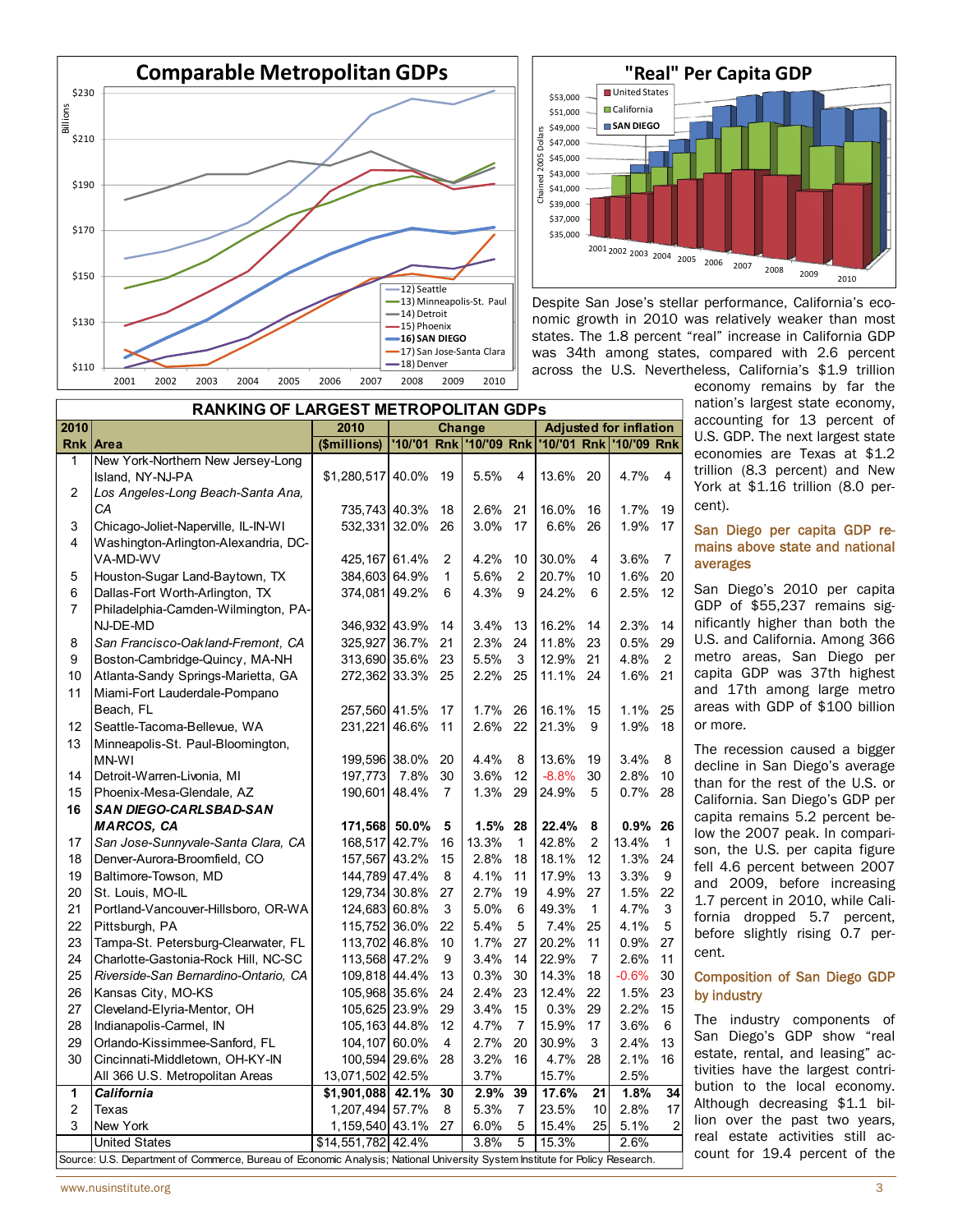**Comparable Metropolitan GDPs**

Billions

$230
$210
$190
$170
$150
$130
$110

2001 2002 2003 2004 2005 2006 2007 2008 2009 2010

12) Seattle
13) Minneapolis-St. Paul
14) Detroit
15) Phoenix
**16) SAN DIEGO**
17) San Jose-Santa Clara
18) Denver

**"Real" Per Capita GDP**

Chained 2005 Dollars

$53,000
$51,000
$49,000
$47,000
$45,000
$43,000
$41,000
$39,000
$37,000
$35,000

United States
California
**SAN DIEGO**

2001 2002 2003 2004 2005 2006 2007 2008 2009 2010

Despite San Jose's stellar performance, California's economic growth in 2010 was relatively weaker than most states. The 1.8 percent "real" increase in California GDP was 34th among states, compared with 2.6 percent across the U.S. Nevertheless, California's $1.9 trillion economy remains by far the nation's largest state economy, accounting for 13 percent of U.S. GDP. The next largest state economies are Texas at $1.2 trillion (8.3 percent) and New York at $1.16 trillion (8.0 percent).

**RANKING OF LARGEST METROPOLITAN GDPs**

| 2010 Rnk | Area | 2010 ($millions) | Change '10/'01 | Rnk | Change '10/'09 | Rnk | Adjusted for inflation '10/'01 | Rnk | Adjusted for inflation '10/'09 | Rnk |
|---|---|---|---|---|---|---|---|---|---|---|
| 1 | New York-Northern New Jersey-Long Island, NY-NJ-PA | $1,280,517 | 40.0% | 19 | 5.5% | 4 | 13.6% | 20 | 4.7% | 4 |
| 2 | *Los Angeles-Long Beach-Santa Ana, CA* | 735,743 | 40.3% | 18 | 2.6% | 21 | 16.0% | 16 | 1.7% | 19 |
| 3 | Chicago-Joliet-Naperville, IL-IN-WI | 532,331 | 32.0% | 26 | 3.0% | 17 | 6.6% | 26 | 1.9% | 17 |
| 4 | Washington-Arlington-Alexandria, DC-VA-MD-WV | 425,167 | 61.4% | 2 | 4.2% | 10 | 30.0% | 4 | 3.6% | 7 |
| 5 | Houston-Sugar Land-Baytown, TX | 384,603 | 64.9% | 1 | 5.6% | 2 | 20.7% | 10 | 1.6% | 20 |
| 6 | Dallas-Fort Worth-Arlington, TX | 374,081 | 49.2% | 6 | 4.3% | 9 | 24.2% | 6 | 2.5% | 12 |
| 7 | Philadelphia-Camden-Wilmington, PA-NJ-DE-MD | 346,932 | 43.9% | 14 | 3.4% | 13 | 16.2% | 14 | 2.3% | 14 |
| 8 | *San Francisco-Oakland-Fremont, CA* | 325,927 | 36.7% | 21 | 2.3% | 24 | 11.8% | 23 | 0.5% | 29 |
| 9 | Boston-Cambridge-Quincy, MA-NH | 313,690 | 35.6% | 23 | 5.5% | 3 | 12.9% | 21 | 4.8% | 2 |
| 10 | Atlanta-Sandy Springs-Marietta, GA | 272,362 | 33.3% | 25 | 2.2% | 25 | 11.1% | 24 | 1.6% | 21 |
| 11 | Miami-Fort Lauderdale-Pompano Beach, FL | 257,560 | 41.5% | 17 | 1.7% | 26 | 16.1% | 15 | 1.1% | 25 |
| 12 | Seattle-Tacoma-Bellevue, WA | 231,221 | 46.6% | 11 | 2.6% | 22 | 21.3% | 9 | 1.9% | 18 |
| 13 | Minneapolis-St. Paul-Bloomington, MN-WI | 199,596 | 38.0% | 20 | 4.4% | 8 | 13.6% | 19 | 3.4% | 8 |
| 14 | Detroit-Warren-Livonia, MI | 197,773 | 7.8% | 30 | 3.6% | 12 | -8.8% | 30 | 2.8% | 10 |
| 15 | Phoenix-Mesa-Glendale, AZ | 190,601 | 48.4% | 7 | 1.3% | 29 | 24.9% | 5 | 0.7% | 28 |
| **16** | ***SAN DIEGO-CARLSBAD-SAN MARCOS, CA*** | **171,568** | **50.0%** | **5** | **1.5%** | **28** | **22.4%** | **8** | **0.9%** | **26** |
| 17 | *San Jose-Sunnyvale-Santa Clara, CA* | 168,517 | 42.7% | 16 | 13.3% | 1 | 42.8% | 2 | 13.4% | 1 |
| 18 | Denver-Aurora-Broomfield, CO | 157,567 | 43.2% | 15 | 2.8% | 18 | 18.1% | 12 | 1.3% | 24 |
| 19 | Baltimore-Towson, MD | 144,789 | 47.4% | 8 | 4.1% | 11 | 17.9% | 13 | 3.3% | 9 |
| 20 | St. Louis, MO-IL | 129,734 | 30.8% | 27 | 2.7% | 19 | 4.9% | 27 | 1.5% | 22 |
| 21 | Portland-Vancouver-Hillsboro, OR-WA | 124,683 | 60.8% | 3 | 5.0% | 6 | 49.3% | 1 | 4.7% | 3 |
| 22 | Pittsburgh, PA | 115,752 | 36.0% | 22 | 5.4% | 5 | 7.4% | 25 | 4.1% | 5 |
| 23 | Tampa-St. Petersburg-Clearwater, FL | 113,702 | 46.8% | 10 | 1.7% | 27 | 20.2% | 11 | 0.9% | 27 |
| 24 | Charlotte-Gastonia-Rock Hill, NC-SC | 113,568 | 47.2% | 9 | 3.4% | 14 | 22.9% | 7 | 2.6% | 11 |
| 25 | *Riverside-San Bernardino-Ontario, CA* | 109,818 | 44.4% | 13 | 0.3% | 30 | 14.3% | 18 | -0.6% | 30 |
| 26 | Kansas City, MO-KS | 105,968 | 35.6% | 24 | 2.4% | 23 | 12.4% | 22 | 1.5% | 23 |
| 27 | Cleveland-Elyria-Mentor, OH | 105,625 | 23.9% | 29 | 3.4% | 15 | 0.3% | 29 | 2.2% | 15 |
| 28 | Indianapolis-Carmel, IN | 105,163 | 44.8% | 12 | 4.7% | 7 | 15.9% | 17 | 3.6% | 6 |
| 29 | Orlando-Kissimmee-Sanford, FL | 104,107 | 60.0% | 4 | 2.7% | 20 | 30.9% | 3 | 2.4% | 13 |
| 30 | Cincinnati-Middletown, OH-KY-IN | 100,594 | 29.6% | 28 | 3.2% | 16 | 4.7% | 28 | 2.1% | 16 |
| | All 366 U.S. Metropolitan Areas | 13,071,502 | 42.5% | | 3.7% | | 15.7% | | 2.5% | |
| **1** | ***California*** | **$1,901,088** | **42.1%** | **30** | **2.9%** | **39** | **17.6%** | **21** | **1.8%** | **34** |
| 2 | Texas | 1,207,494 | 57.7% | 8 | 5.3% | 7 | 23.5% | 10 | 2.8% | 17 |
| 3 | New York | 1,159,540 | 43.1% | 27 | 6.0% | 5 | 15.4% | 25 | 5.1% | 2 |
| | United States | $14,551,782 | 42.4% | | 3.8% | 5 | 15.3% | | 2.6% | |

Source: U.S. Department of Commerce, Bureau of Economic Analysis; National University System Institute for Policy Research.

## San Diego per capita GDP remains above state and national averages

San Diego's 2010 per capita GDP of $55,237 remains significantly higher than both the U.S. and California. Among 366 metro areas, San Diego per capita GDP was 37th highest and 17th among large metro areas with GDP of $100 billion or more.

The recession caused a bigger decline in San Diego's average than for the rest of the U.S. or California. San Diego's GDP per capita remains 5.2 percent below the 2007 peak. In comparison, the U.S. per capita figure fell 4.6 percent between 2007 and 2009, before increasing 1.7 percent in 2010, while California dropped 5.7 percent, before slightly rising 0.7 percent.

## Composition of San Diego GDP by industry

The industry components of San Diego's GDP show "real estate, rental, and leasing" activities have the largest contribution to the local economy. Although decreasing $1.1 billion over the past two years, real estate activities still account for 19.4 percent of the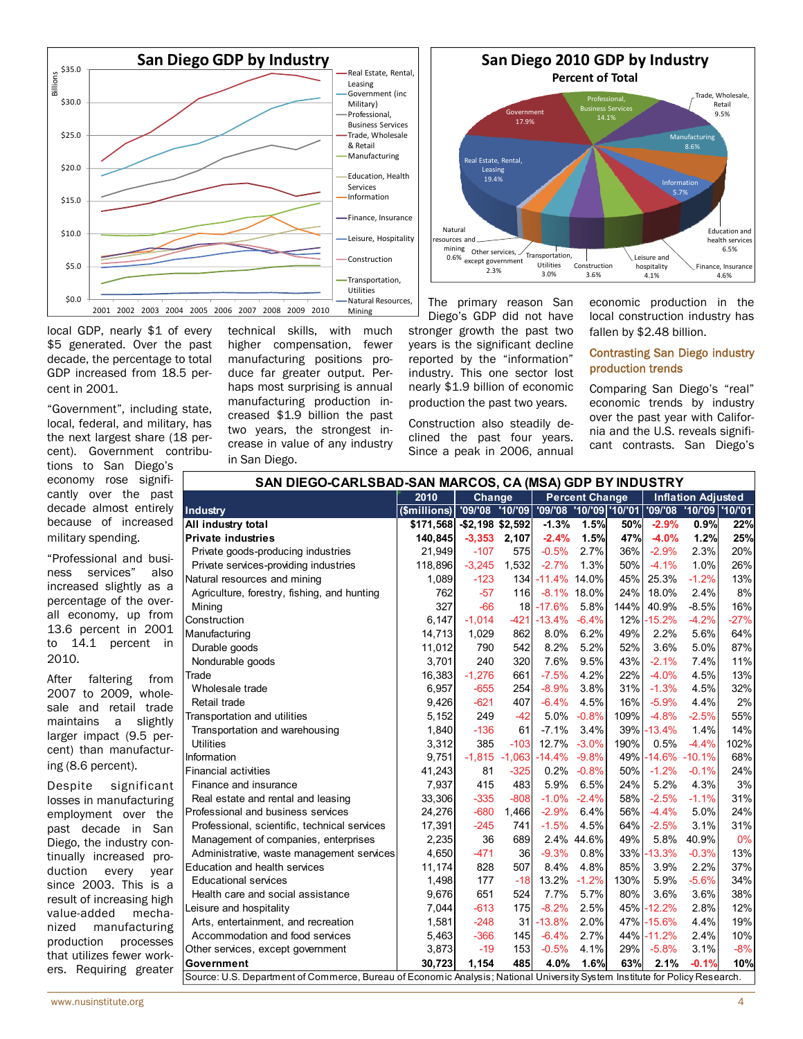**San Diego GDP by Industry**

Billions

$35.0
$30.0
$25.0
$20.0
$15.0
$10.0
$5.0
$0.0

2001 2002 2003 2004 2005 2006 2007 2008 2009 2010

Real Estate, Rental, Leasing
Government (inc Military)
Professional, Business Services
Trade, Wholesale & Retail
Manufacturing
Education, Health Services
Information
Finance, Insurance
Leisure, Hospitality
Construction
Transportation, Utilities
Natural Resources, Mining

**San Diego 2010 GDP by Industry**

**Percent of Total**

Professional, Business Services 14.1%
Trade, Wholesale, Retail 9.5%
Manufacturing 8.6%
Information 5.7%
Education and health services 6.5%
Finance, Insurance 4.6%
Leisure and hospitality 4.1%
Construction 3.6%
Transportation, Utilities 3.0%
Other services, except government 2.3%
Natural resources and mining 0.6%
Real Estate, Rental, Leasing 19.4%
Government 17.9%

local GDP, nearly $1 of every $5 generated. Over the past decade, the percentage to total GDP increased from 18.5 percent in 2001.

"Government", including state, local, federal, and military, has the next largest share (18 percent). Government contributions to San Diego's economy rose significantly over the past decade almost entirely because of increased military spending.

"Professional and business services" also increased slightly as a percentage of the overall economy, up from 13.6 percent in 2001 to 14.1 percent in 2010.

After faltering from 2007 to 2009, wholesale and retail trade maintains a slightly larger impact (9.5 percent) than manufacturing (8.6 percent).

Despite significant losses in manufacturing employment over the past decade in San Diego, the industry continually increased production every year since 2003. This is a result of increasing high value-added mechanized manufacturing production processes that utilizes fewer workers. Requiring greater technical skills, with much higher compensation, fewer manufacturing positions produce far greater output. Perhaps most surprising is annual manufacturing production increased $1.9 billion the past two years, the strongest increase in value of any industry in San Diego.

The primary reason San Diego's GDP did not have stronger growth the past two years is the significant decline reported by the "information" industry. This one sector lost nearly $1.9 billion of economic production the past two years.

Construction also steadily declined the past four years. Since a peak in 2006, annual economic production in the local construction industry has fallen by $2.48 billion.

### Contrasting San Diego industry production trends

Comparing San Diego's "real" economic trends by industry over the past year with California and the U.S. reveals significant contrasts. San Diego's

**SAN DIEGO-CARLSBAD-SAN MARCOS, CA (MSA) GDP BY INDUSTRY**

| | 2010 | Change | | Percent Change | | | Inflation Adjusted | | |
|---|---|---|---|---|---|---|---|---|---|
| Industry | ($millions) | '09/'08 | '10/'09 | '09/'08 | '10/'09 | '10/'01 | '09/'08 | '10/'09 | '10/'01 |
| **All industry total** | **$171,568** | **-$2,198** | **$2,592** | **-1.3%** | **1.5%** | **50%** | **-2.9%** | **0.9%** | **22%** |
| **Private industries** | **140,845** | **-3,353** | **2,107** | **-2.4%** | **1.5%** | **47%** | **-4.0%** | **1.2%** | **25%** |
| Private goods-producing industries | 21,949 | -107 | 575 | -0.5% | 2.7% | 36% | -2.9% | 2.3% | 20% |
| Private services-providing industries | 118,896 | -3,245 | 1,532 | -2.7% | 1.3% | 50% | -4.1% | 1.0% | 26% |
| Natural resources and mining | 1,089 | -123 | 134 | -11.4% | 14.0% | 45% | 25.3% | -1.2% | 13% |
| Agriculture, forestry, fishing, and hunting | 762 | -57 | 116 | -8.1% | 18.0% | 24% | 18.0% | 2.4% | 8% |
| Mining | 327 | -66 | 18 | -17.6% | 5.8% | 144% | 40.9% | -8.5% | 16% |
| Construction | 6,147 | -1,014 | -421 | -13.4% | -6.4% | 12% | -15.2% | -4.2% | -27% |
| Manufacturing | 14,713 | 1,029 | 862 | 8.0% | 6.2% | 49% | 2.2% | 5.6% | 64% |
| Durable goods | 11,012 | 790 | 542 | 8.2% | 5.2% | 52% | 3.6% | 5.0% | 87% |
| Nondurable goods | 3,701 | 240 | 320 | 7.6% | 9.5% | 43% | -2.1% | 7.4% | 11% |
| Trade | 16,383 | -1,276 | 661 | -7.5% | 4.2% | 22% | -4.0% | 4.5% | 13% |
| Wholesale trade | 6,957 | -655 | 254 | -8.9% | 3.8% | 31% | -1.3% | 4.5% | 32% |
| Retail trade | 9,426 | -621 | 407 | -6.4% | 4.5% | 16% | -5.9% | 4.4% | 2% |
| Transportation and utilities | 5,152 | 249 | -42 | 5.0% | -0.8% | 109% | -4.8% | -2.5% | 55% |
| Transportation and warehousing | 1,840 | -136 | 61 | -7.1% | 3.4% | 39% | -13.4% | 1.4% | 14% |
| Utilities | 3,312 | 385 | -103 | 12.7% | -3.0% | 190% | 0.5% | -4.4% | 102% |
| Information | 9,751 | -1,815 | -1,063 | -14.4% | -9.8% | 49% | -14.6% | -10.1% | 68% |
| Financial activities | 41,243 | 81 | -325 | 0.2% | -0.8% | 50% | -1.2% | -0.1% | 24% |
| Finance and insurance | 7,937 | 415 | 483 | 5.9% | 6.5% | 24% | 5.2% | 4.3% | 3% |
| Real estate and rental and leasing | 33,306 | -335 | -808 | -1.0% | -2.4% | 58% | -2.5% | -1.1% | 31% |
| Professional and business services | 24,276 | -680 | 1,466 | -2.9% | 6.4% | 56% | -4.4% | 5.0% | 24% |
| Professional, scientific, technical services | 17,391 | -245 | 741 | -1.5% | 4.5% | 64% | -2.5% | 3.1% | 31% |
| Management of companies, enterprises | 2,235 | 36 | 689 | 2.4% | 44.6% | 49% | 5.8% | 40.9% | 0% |
| Administrative, waste management services | 4,650 | -471 | 36 | -9.3% | 0.8% | 33% | -13.3% | -0.3% | 13% |
| Education and health services | 11,174 | 828 | 507 | 8.4% | 4.8% | 85% | 3.9% | 2.2% | 37% |
| Educational services | 1,498 | 177 | -18 | 13.2% | -1.2% | 130% | 5.9% | -5.6% | 34% |
| Health care and social assistance | 9,676 | 651 | 524 | 7.7% | 5.7% | 80% | 3.6% | 3.6% | 38% |
| Leisure and hospitality | 7,044 | -613 | 175 | -8.2% | 2.5% | 45% | -12.2% | 2.8% | 12% |
| Arts, entertainment, and recreation | 1,581 | -248 | 31 | -13.8% | 2.0% | 47% | -15.6% | 4.4% | 19% |
| Accommodation and food services | 5,463 | -366 | 145 | -6.4% | 2.7% | 44% | -11.2% | 2.4% | 10% |
| Other services, except government | 3,873 | -19 | 153 | -0.5% | 4.1% | 29% | -5.8% | 3.1% | -8% |
| **Government** | **30,723** | **1,154** | **485** | **4.0%** | **1.6%** | **63%** | **2.1%** | **-0.1%** | **10%** |

Source: U.S. Department of Commerce, Bureau of Economic Analysis; National University System Institute for Policy Research.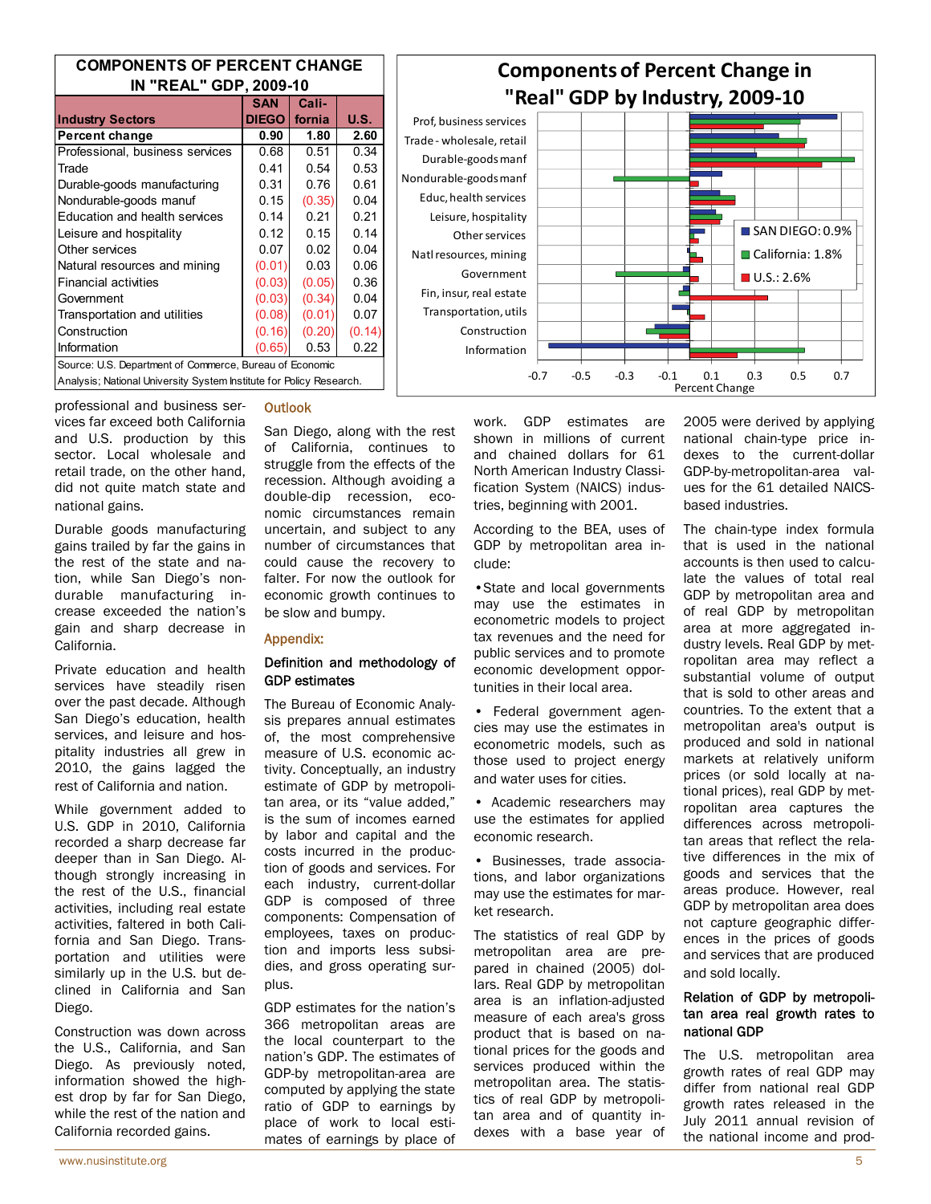**COMPONENTS OF PERCENT CHANGE IN "REAL" GDP, 2009-10**

| Industry Sectors | SAN DIEGO | California | U.S. |
|---|---|---|---|
| **Percent change** | **0.90** | **1.80** | **2.60** |
| Professional, business services | 0.68 | 0.51 | 0.34 |
| Trade | 0.41 | 0.54 | 0.53 |
| Durable-goods manufacturing | 0.31 | 0.76 | 0.61 |
| Nondurable-goods manuf | 0.15 | (0.35) | 0.04 |
| Education and health services | 0.14 | 0.21 | 0.21 |
| Leisure and hospitality | 0.12 | 0.15 | 0.14 |
| Other services | 0.07 | 0.02 | 0.04 |
| Natural resources and mining | (0.01) | 0.03 | 0.06 |
| Financial activities | (0.03) | (0.05) | 0.36 |
| Government | (0.03) | (0.34) | 0.04 |
| Transportation and utilities | (0.08) | (0.01) | 0.07 |
| Construction | (0.16) | (0.20) | (0.14) |
| Information | (0.65) | 0.53 | 0.22 |

Source: U.S. Department of Commerce, Bureau of Economic Analysis; National University System Institute for Policy Research.

**Components of Percent Change in "Real" GDP by Industry, 2009-10**

Prof, business services
Trade - wholesale, retail
Durable-goods manf
Nondurable-goods manf
Educ, health services
Leisure, hospitality
Other services
Natl resources, mining
Government
Fin, insur, real estate
Transportation, utils
Construction
Information

SAN DIEGO: 0.9%
California: 1.8%
U.S.: 2.6%

-0.7 -0.5 -0.3 -0.1 0.1 0.3 0.5 0.7
Percent Change

professional and business services far exceed both California and U.S. production by this sector. Local wholesale and retail trade, on the other hand, did not quite match state and national gains.

Durable goods manufacturing gains trailed by far the gains in the rest of the state and nation, while San Diego's nondurable manufacturing increase exceeded the nation's gain and sharp decrease in California.

Private education and health services have steadily risen over the past decade. Although San Diego's education, health services, and leisure and hospitality industries all grew in 2010, the gains lagged the rest of California and nation.

While government added to U.S. GDP in 2010, California recorded a sharp decrease far deeper than in San Diego. Although strongly increasing in the rest of the U.S., financial activities, including real estate activities, faltered in both California and San Diego. Transportation and utilities were similarly up in the U.S. but declined in California and San Diego.

Construction was down across the U.S., California, and San Diego. As previously noted, information showed the highest drop by far for San Diego, while the rest of the nation and California recorded gains.

## Outlook

San Diego, along with the rest of California, continues to struggle from the effects of the recession. Although avoiding a double-dip recession, economic circumstances remain uncertain, and subject to any number of circumstances that could cause the recovery to falter. For now the outlook for economic growth continues to be slow and bumpy.

## Appendix:

### Definition and methodology of GDP estimates

The Bureau of Economic Analysis prepares annual estimates of, the most comprehensive measure of U.S. economic activity. Conceptually, an industry estimate of GDP by metropolitan area, or its "value added," is the sum of incomes earned by labor and capital and the costs incurred in the production of goods and services. For each industry, current-dollar GDP is composed of three components: Compensation of employees, taxes on production and imports less subsidies, and gross operating surplus.

GDP estimates for the nation's 366 metropolitan areas are the local counterpart to the nation's GDP. The estimates of GDP-by metropolitan-area are computed by applying the state ratio of GDP to earnings by place of work to local estimates of earnings by place of work. GDP estimates are shown in millions of current and chained dollars for 61 North American Industry Classification System (NAICS) industries, beginning with 2001.

According to the BEA, uses of GDP by metropolitan area include:

- State and local governments may use the estimates in econometric models to project tax revenues and the need for public services and to promote economic development opportunities in their local area.
- Federal government agencies may use the estimates in econometric models, such as those used to project energy and water uses for cities.
- Academic researchers may use the estimates for applied economic research.
- Businesses, trade associations, and labor organizations may use the estimates for market research.

The statistics of real GDP by metropolitan area are prepared in chained (2005) dollars. Real GDP by metropolitan area is an inflation-adjusted measure of each area's gross product that is based on national prices for the goods and services produced within the metropolitan area. The statistics of real GDP by metropolitan area and of quantity indexes with a base year of 2005 were derived by applying national chain-type price indexes to the current-dollar GDP-by-metropolitan-area values for the 61 detailed NAICS-based industries.

The chain-type index formula that is used in the national accounts is then used to calculate the values of total real GDP by metropolitan area and of real GDP by metropolitan area at more aggregated industry levels. Real GDP by metropolitan area may reflect a substantial volume of output that is sold to other areas and countries. To the extent that a metropolitan area's output is produced and sold in national markets at relatively uniform prices (or sold locally at national prices), real GDP by metropolitan area captures the differences across metropolitan areas that reflect the relative differences in the mix of goods and services that the areas produce. However, real GDP by metropolitan area does not capture geographic differences in the prices of goods and services that are produced and sold locally.

### Relation of GDP by metropolitan area real growth rates to national GDP

The U.S. metropolitan area growth rates of real GDP may differ from national real GDP growth rates released in the July 2011 annual revision of the national income and prod-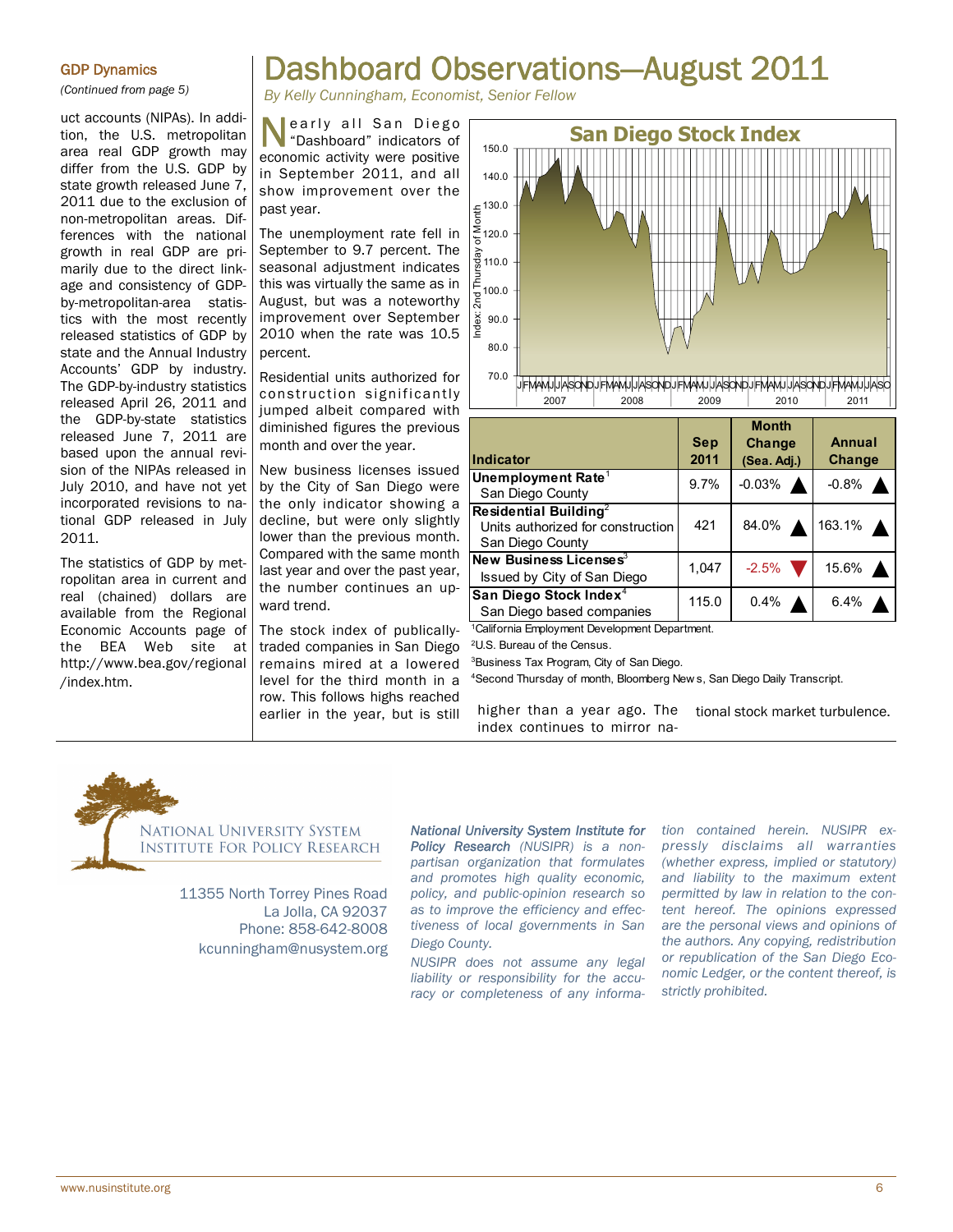## GDP Dynamics

*(Continued from page 5)*

uct accounts (NIPAs). In addition, the U.S. metropolitan area real GDP growth may differ from the U.S. GDP by state growth released June 7, 2011 due to the exclusion of non-metropolitan areas. Differences with the national growth in real GDP are primarily due to the direct linkage and consistency of GDP-by-metropolitan-area statistics with the most recently released statistics of GDP by state and the Annual Industry Accounts' GDP by industry. The GDP-by-industry statistics released April 26, 2011 and the GDP-by-state statistics released June 7, 2011 are based upon the annual revision of the NIPAs released in July 2010, and have not yet incorporated revisions to national GDP released in July 2011.

The statistics of GDP by metropolitan area in current and real (chained) dollars are available from the Regional Economic Accounts page of the BEA Web site at http://www.bea.gov/regional/index.htm.

# Dashboard Observations—August 2011

*By Kelly Cunningham, Economist, Senior Fellow*

Nearly all San Diego "Dashboard" indicators of economic activity were positive in September 2011, and all show improvement over the past year.

The unemployment rate fell in September to 9.7 percent. The seasonal adjustment indicates this was virtually the same as in August, but was a noteworthy improvement over September 2010 when the rate was 10.5 percent.

Residential units authorized for construction significantly jumped albeit compared with diminished figures the previous month and over the year.

New business licenses issued by the City of San Diego were the only indicator showing a decline, but were only slightly lower than the previous month. Compared with the same month last year and over the past year, the number continues an upward trend.

The stock index of publically-traded companies in San Diego remains mired at a lowered level for the third month in a row. This follows highs reached earlier in the year, but is still higher than a year ago. The index continues to mirror national stock market turbulence.

San Diego Stock Index

Index: 2nd Thursday of Month

150.0
140.0
130.0
120.0
110.0
100.0
90.0
80.0
70.0

JFMAMJJASONDJFMAMJJASONDJFMAMJJASONDJFMAMJJASONDJFMAMJJASO

2007 2008 2009 2010 2011

| Indicator | Sep 2011 | Month Change (Sea. Adj.) | Annual Change |
|---|---|---|---|
| **Unemployment Rate**[1] San Diego County | 9.7% | -0.03% ▲ | -0.8% ▲ |
| **Residential Building**[2] Units authorized for construction San Diego County | 421 | 84.0% ▲ | 163.1% ▲ |
| **New Business Licenses**[3] Issued by City of San Diego | 1,047 | -2.5% ▼ | 15.6% ▲ |
| **San Diego Stock Index**[4] San Diego based companies | 115.0 | 0.4% ▲ | 6.4% ▲ |

[1]California Employment Development Department.

[2]U.S. Bureau of the Census.

[3]Business Tax Program, City of San Diego.

[4]Second Thursday of month, Bloomberg News, San Diego Daily Transcript.

NATIONAL UNIVERSITY SYSTEM
INSTITUTE FOR POLICY RESEARCH

11355 North Torrey Pines Road
La Jolla, CA 92037
Phone: 858-642-8008
kcunningham@nusystem.org

***National University System Institute for Policy Research*** *(NUSIPR) is a non-partisan organization that formulates and promotes high quality economic, policy, and public-opinion research so as to improve the efficiency and effectiveness of local governments in San Diego County.*

*NUSIPR does not assume any legal liability or responsibility for the accuracy or completeness of any information contained herein. NUSIPR expressly disclaims all warranties (whether express, implied or statutory) and liability to the maximum extent permitted by law in relation to the content hereof. The opinions expressed are the personal views and opinions of the authors. Any copying, redistribution or republication of the San Diego Economic Ledger, or the content thereof, is strictly prohibited.*